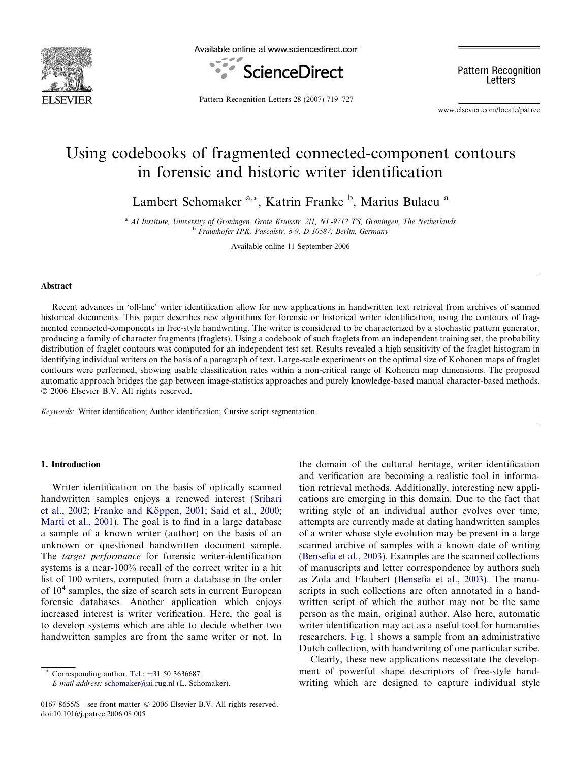# Using codebooks of fragmented connected-component contours in forensic and historic writer identification

Lambert Schomaker [a,*], Katrin Franke [b], Marius Bulacu [a]

[a] AI Institute, University of Groningen, Grote Kruisstr. 2/1, NL-9712 TS, Groningen, The Netherlands
[b] Fraunhofer IPK, Pascalstr. 8-9, D-10587, Berlin, Germany

Available online 11 September 2006

## Abstract

Recent advances in 'off-line' writer identification allow for new applications in handwritten text retrieval from archives of scanned historical documents. This paper describes new algorithms for forensic or historical writer identification, using the contours of fragmented connected-components in free-style handwriting. The writer is considered to be characterized by a stochastic pattern generator, producing a family of character fragments (fraglets). Using a codebook of such fraglets from an independent training set, the probability distribution of fraglet contours was computed for an independent test set. Results revealed a high sensitivity of the fraglet histogram in identifying individual writers on the basis of a paragraph of text. Large-scale experiments on the optimal size of Kohonen maps of fraglet contours were performed, showing usable classification rates within a non-critical range of Kohonen map dimensions. The proposed automatic approach bridges the gap between image-statistics approaches and purely knowledge-based manual character-based methods.
© 2006 Elsevier B.V. All rights reserved.

*Keywords:* Writer identification; Author identification; Cursive-script segmentation

## 1. Introduction

Writer identification on the basis of optically scanned handwritten samples enjoys a renewed interest (Srihari et al., 2002; Franke and Köppen, 2001; Said et al., 2000; Marti et al., 2001). The goal is to find in a large database a sample of a known writer (author) on the basis of an unknown or questioned handwritten document sample. The *target performance* for forensic writer-identification systems is a near-100% recall of the correct writer in a hit list of 100 writers, computed from a database in the order of $10^4$ samples, the size of search sets in current European forensic databases. Another application which enjoys increased interest is writer verification. Here, the goal is to develop systems which are able to decide whether two handwritten samples are from the same writer or not. In the domain of the cultural heritage, writer identification and verification are becoming a realistic tool in information retrieval methods. Additionally, interesting new applications are emerging in this domain. Due to the fact that writing style of an individual author evolves over time, attempts are currently made at dating handwritten samples of a writer whose style evolution may be present in a large scanned archive of samples with a known date of writing (Bensefia et al., 2003). Examples are the scanned collections of manuscripts and letter correspondence by authors such as Zola and Flaubert (Bensefia et al., 2003). The manuscripts in such collections are often annotated in a handwritten script of which the author may not be the same person as the main, original author. Also here, automatic writer identification may act as a useful tool for humanities researchers. Fig. 1 shows a sample from an administrative Dutch collection, with handwriting of one particular scribe.

Clearly, these new applications necessitate the development of powerful shape descriptors of free-style handwriting which are designed to capture individual style

* Corresponding author. Tel.: +31 50 3636687.
*E-mail address:* schomaker@ai.rug.nl (L. Schomaker).

0167-8655/$ - see front matter © 2006 Elsevier B.V. All rights reserved.
doi:10.1016/j.patrec.2006.08.005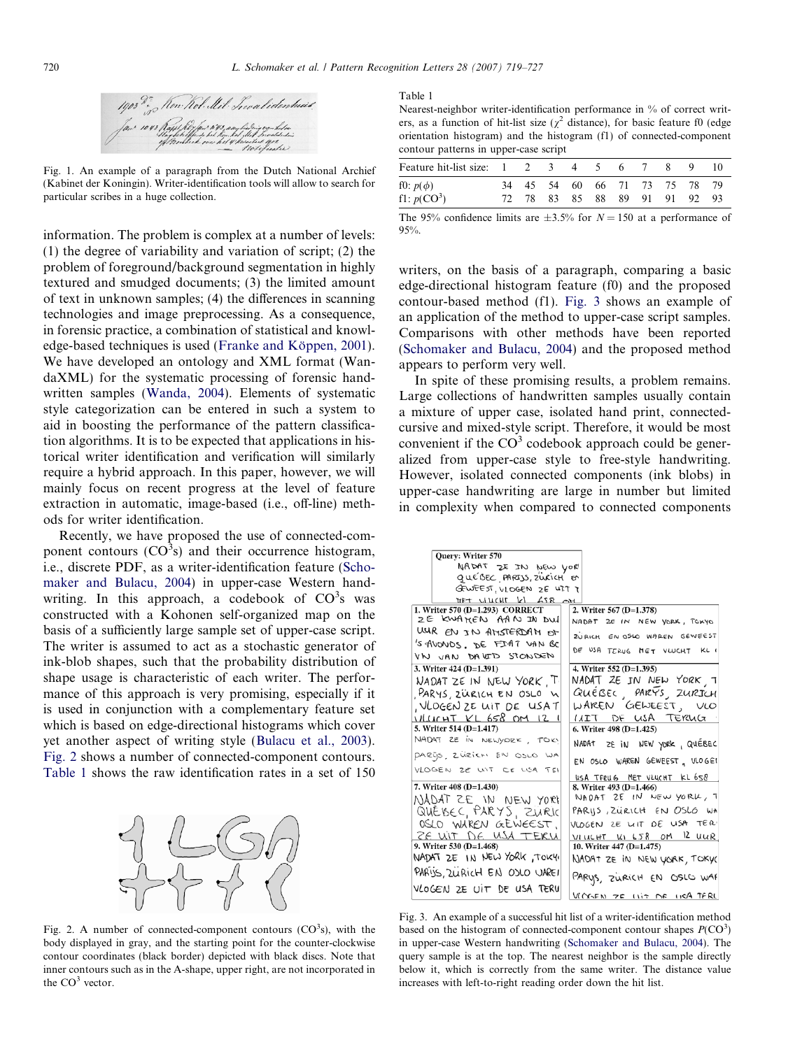Fig. 1. An example of a paragraph from the Dutch National Archief (Kabinet der Koningin). Writer-identification tools will allow to search for particular scribes in a huge collection.

information. The problem is complex at a number of levels: (1) the degree of variability and variation of script; (2) the problem of foreground/background segmentation in highly textured and smudged documents; (3) the limited amount of text in unknown samples; (4) the differences in scanning technologies and image preprocessing. As a consequence, in forensic practice, a combination of statistical and knowledge-based techniques is used (Franke and Köppen, 2001). We have developed an ontology and XML format (WandaXML) for the systematic processing of forensic handwritten samples (Wanda, 2004). Elements of systematic style categorization can be entered in such a system to aid in boosting the performance of the pattern classification algorithms. It is to be expected that applications in historical writer identification and verification will similarly require a hybrid approach. In this paper, however, we will mainly focus on recent progress at the level of feature extraction in automatic, image-based (i.e., off-line) methods for writer identification.

Recently, we have proposed the use of connected-component contours ($CO^3$s) and their occurrence histogram, i.e., discrete PDF, as a writer-identification feature (Schomaker and Bulacu, 2004) in upper-case Western handwriting. In this approach, a codebook of $CO^3$s was constructed with a Kohonen self-organized map on the basis of a sufficiently large sample set of upper-case script. The writer is assumed to act as a stochastic generator of ink-blob shapes, such that the probability distribution of shape usage is characteristic of each writer. The performance of this approach is very promising, especially if it is used in conjunction with a complementary feature set which is based on edge-directional histograms which cover yet another aspect of writing style (Bulacu et al., 2003). Fig. 2 shows a number of connected-component contours. Table 1 shows the raw identification rates in a set of 150

Fig. 2. A number of connected-component contours ($CO^3$s), with the body displayed in gray, and the starting point for the counter-clockwise contour coordinates (black border) depicted with black discs. Note that inner contours such as in the A-shape, upper right, are not incorporated in the $CO^3$ vector.

Table 1
Nearest-neighbor writer-identification performance in % of correct writers, as a function of hit-list size ($\chi^2$ distance), for basic feature f0 (edge orientation histogram) and the histogram (f1) of connected-component contour patterns in upper-case script

| Feature hit-list size: | 1 | 2 | 3 | 4 | 5 | 6 | 7 | 8 | 9 | 10 |
|---|---|---|---|---|---|---|---|---|---|---|
| f0: $p(\phi)$ | 34 | 45 | 54 | 60 | 66 | 71 | 73 | 75 | 78 | 79 |
| f1: $p(CO^3)$ | 72 | 78 | 83 | 85 | 88 | 89 | 91 | 91 | 92 | 93 |

The 95% confidence limits are $\pm 3.5\%$ for $N = 150$ at a performance of 95%.

writers, on the basis of a paragraph, comparing a basic edge-directional histogram feature (f0) and the proposed contour-based method (f1). Fig. 3 shows an example of an application of the method to upper-case script samples. Comparisons with other methods have been reported (Schomaker and Bulacu, 2004) and the proposed method appears to perform very well.

In spite of these promising results, a problem remains. Large collections of handwritten samples usually contain a mixture of upper case, isolated hand print, connected-cursive and mixed-style script. Therefore, it would be most convenient if the $CO^3$ codebook approach could be generalized from upper-case style to free-style handwriting. However, isolated connected components (ink blobs) in upper-case handwriting are large in number but limited in complexity when compared to connected components

Fig. 3. An example of a successful hit list of a writer-identification method based on the histogram of connected-component contour shapes $P(CO^3)$ in upper-case Western handwriting (Schomaker and Bulacu, 2004). The query sample is at the top. The nearest neighbor is the sample directly below it, which is correctly from the same writer. The distance value increases with left-to-right reading order down the hit list.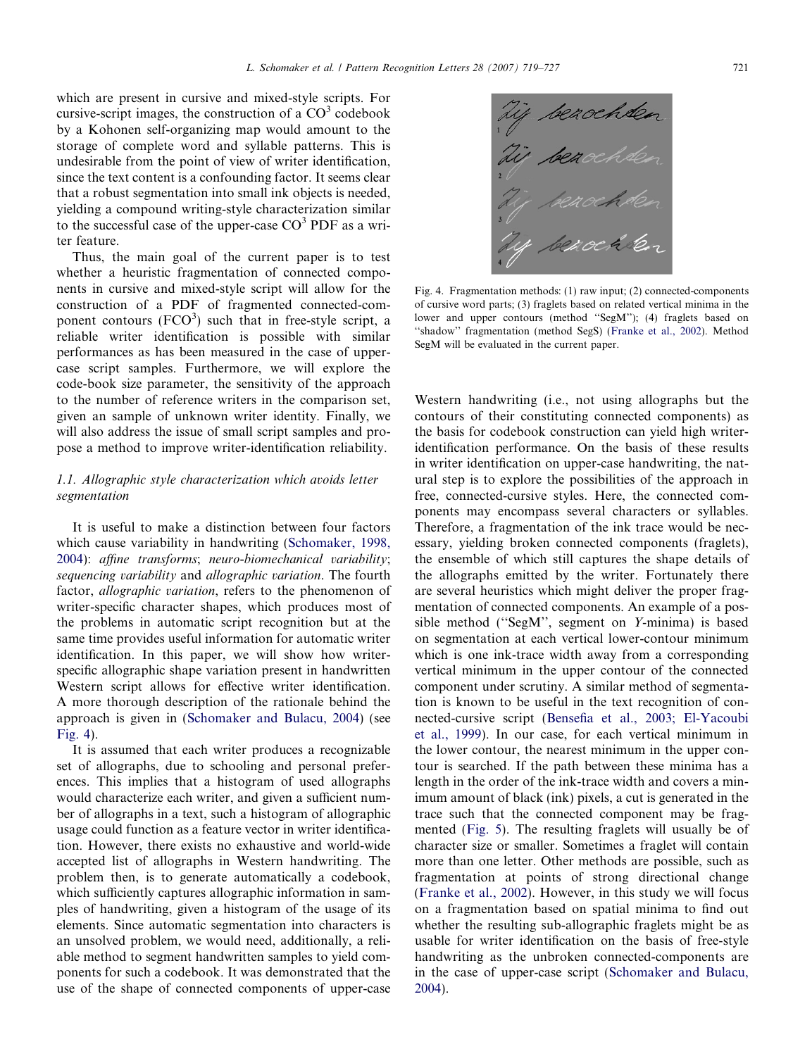which are present in cursive and mixed-style scripts. For cursive-script images, the construction of a $\text{CO}^3$ codebook by a Kohonen self-organizing map would amount to the storage of complete word and syllable patterns. This is undesirable from the point of view of writer identification, since the text content is a confounding factor. It seems clear that a robust segmentation into small ink objects is needed, yielding a compound writing-style characterization similar to the successful case of the upper-case $\text{CO}^3$ PDF as a writer feature.

Thus, the main goal of the current paper is to test whether a heuristic fragmentation of connected components in cursive and mixed-style script will allow for the construction of a PDF of fragmented connected-component contours ($\text{FCO}^3$) such that in free-style script, a reliable writer identification is possible with similar performances as has been measured in the case of upper-case script samples. Furthermore, we will explore the code-book size parameter, the sensitivity of the approach to the number of reference writers in the comparison set, given an sample of unknown writer identity. Finally, we will also address the issue of small script samples and propose a method to improve writer-identification reliability.

### 1.1. Allographic style characterization which avoids letter segmentation

It is useful to make a distinction between four factors which cause variability in handwriting (Schomaker, 1998, 2004): *affine transforms*; *neuro-biomechanical variability*; *sequencing variability* and *allographic variation*. The fourth factor, *allographic variation*, refers to the phenomenon of writer-specific character shapes, which produces most of the problems in automatic script recognition but at the same time provides useful information for automatic writer identification. In this paper, we will show how writer-specific allographic shape variation present in handwritten Western script allows for effective writer identification. A more thorough description of the rationale behind the approach is given in (Schomaker and Bulacu, 2004) (see Fig. 4).

It is assumed that each writer produces a recognizable set of allographs, due to schooling and personal preferences. This implies that a histogram of used allographs would characterize each writer, and given a sufficient number of allographs in a text, such a histogram of allographic usage could function as a feature vector in writer identification. However, there exists no exhaustive and world-wide accepted list of allographs in Western handwriting. The problem then, is to generate automatically a codebook, which sufficiently captures allographic information in samples of handwriting, given a histogram of the usage of its elements. Since automatic segmentation into characters is an unsolved problem, we would need, additionally, a reliable method to segment handwritten samples to yield components for such a codebook. It was demonstrated that the use of the shape of connected components of upper-case

Fig. 4. Fragmentation methods: (1) raw input; (2) connected-components of cursive word parts; (3) fraglets based on related vertical minima in the lower and upper contours (method "SegM"); (4) fraglets based on "shadow" fragmentation (method SegS) (Franke et al., 2002). Method SegM will be evaluated in the current paper.

Western handwriting (i.e., not using allographs but the contours of their constituting connected components) as the basis for codebook construction can yield high writer-identification performance. On the basis of these results in writer identification on upper-case handwriting, the natural step is to explore the possibilities of the approach in free, connected-cursive styles. Here, the connected components may encompass several characters or syllables. Therefore, a fragmentation of the ink trace would be necessary, yielding broken connected components (fraglets), the ensemble of which still captures the shape details of the allographs emitted by the writer. Fortunately there are several heuristics which might deliver the proper fragmentation of connected components. An example of a possible method ("SegM", segment on $Y$-minima) is based on segmentation at each vertical lower-contour minimum which is one ink-trace width away from a corresponding vertical minimum in the upper contour of the connected component under scrutiny. A similar method of segmentation is known to be useful in the text recognition of connected-cursive script (Bensefia et al., 2003; El-Yacoubi et al., 1999). In our case, for each vertical minimum in the lower contour, the nearest minimum in the upper contour is searched. If the path between these minima has a length in the order of the ink-trace width and covers a minimum amount of black (ink) pixels, a cut is generated in the trace such that the connected component may be fragmented (Fig. 5). The resulting fraglets will usually be of character size or smaller. Sometimes a fraglet will contain more than one letter. Other methods are possible, such as fragmentation at points of strong directional change (Franke et al., 2002). However, in this study we will focus on a fragmentation based on spatial minima to find out whether the resulting sub-allographic fraglets might be as usable for writer identification on the basis of free-style handwriting as the unbroken connected-components are in the case of upper-case script (Schomaker and Bulacu, 2004).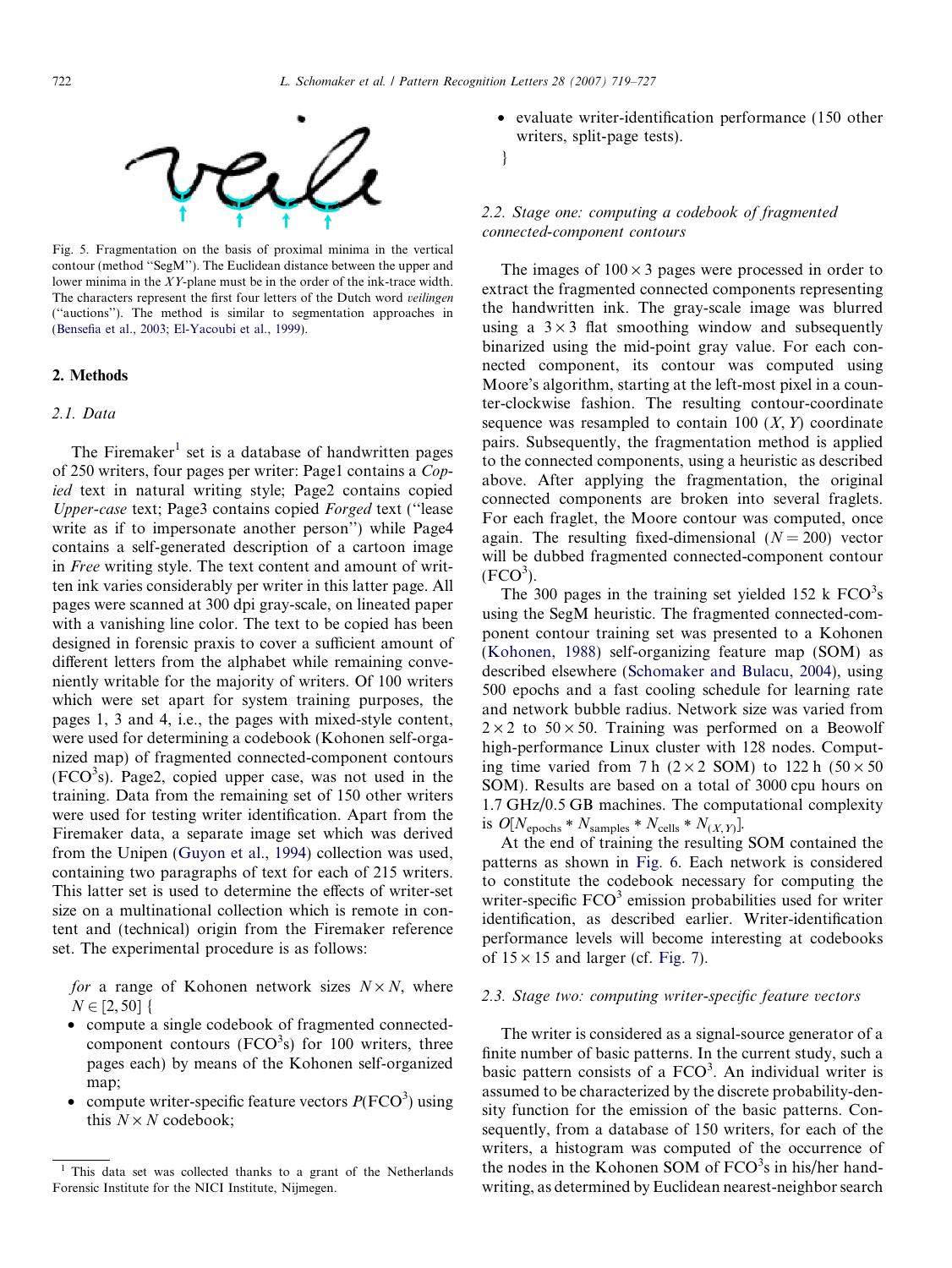Fig. 5. Fragmentation on the basis of proximal minima in the vertical contour (method "SegM"). The Euclidean distance between the upper and lower minima in the *XY*-plane must be in the order of the ink-trace width. The characters represent the first four letters of the Dutch word *veilingen* ("auctions"). The method is similar to segmentation approaches in (Bensefia et al., 2003; El-Yacoubi et al., 1999).

## 2. Methods

### 2.1. Data

The Firemaker[1] set is a database of handwritten pages of 250 writers, four pages per writer: Page1 contains a *Copied* text in natural writing style; Page2 contains copied *Upper-case* text; Page3 contains copied *Forged* text ("lease write as if to impersonate another person") while Page4 contains a self-generated description of a cartoon image in *Free* writing style. The text content and amount of written ink varies considerably per writer in this latter page. All pages were scanned at 300 dpi gray-scale, on lineated paper with a vanishing line color. The text to be copied has been designed in forensic praxis to cover a sufficient amount of different letters from the alphabet while remaining conveniently writable for the majority of writers. Of 100 writers which were set apart for system training purposes, the pages 1, 3 and 4, i.e., the pages with mixed-style content, were used for determining a codebook (Kohonen self-organized map) of fragmented connected-component contours ($FCO^3$s). Page2, copied upper case, was not used in the training. Data from the remaining set of 150 other writers were used for testing writer identification. Apart from the Firemaker data, a separate image set which was derived from the Unipen (Guyon et al., 1994) collection was used, containing two paragraphs of text for each of 215 writers. This latter set is used to determine the effects of writer-set size on a multinational collection which is remote in content and (technical) origin from the Firemaker reference set. The experimental procedure is as follows:

*for* a range of Kohonen network sizes $N \times N$, where $N \in [2, 50]$ {

- compute a single codebook of fragmented connected-component contours ($FCO^3$s) for 100 writers, three pages each) by means of the Kohonen self-organized map;
- compute writer-specific feature vectors $P(FCO^3)$ using this $N \times N$ codebook;
- evaluate writer-identification performance (150 other writers, split-page tests).

}

[1] This data set was collected thanks to a grant of the Netherlands Forensic Institute for the NICI Institute, Nijmegen.

### 2.2. Stage one: computing a codebook of fragmented connected-component contours

The images of $100 \times 3$ pages were processed in order to extract the fragmented connected components representing the handwritten ink. The gray-scale image was blurred using a $3 \times 3$ flat smoothing window and subsequently binarized using the mid-point gray value. For each connected component, its contour was computed using Moore's algorithm, starting at the left-most pixel in a counter-clockwise fashion. The resulting contour-coordinate sequence was resampled to contain 100 $(X, Y)$ coordinate pairs. Subsequently, the fragmentation method is applied to the connected components, using a heuristic as described above. After applying the fragmentation, the original connected components are broken into several fraglets. For each fraglet, the Moore contour was computed, once again. The resulting fixed-dimensional ($N = 200$) vector will be dubbed fragmented connected-component contour ($FCO^3$).

The 300 pages in the training set yielded 152 k $FCO^3$s using the SegM heuristic. The fragmented connected-component contour training set was presented to a Kohonen (Kohonen, 1988) self-organizing feature map (SOM) as described elsewhere (Schomaker and Bulacu, 2004), using 500 epochs and a fast cooling schedule for learning rate and network bubble radius. Network size was varied from $2 \times 2$ to $50 \times 50$. Training was performed on a Beowolf high-performance Linux cluster with 128 nodes. Computing time varied from 7 h ($2 \times 2$ SOM) to 122 h ($50 \times 50$ SOM). Results are based on a total of 3000 cpu hours on 1.7 GHz/0.5 GB machines. The computational complexity is $O[N_{\text{epochs}} * N_{\text{samples}} * N_{\text{cells}} * N_{(X,Y)}]$.

At the end of training the resulting SOM contained the patterns as shown in Fig. 6. Each network is considered to constitute the codebook necessary for computing the writer-specific $FCO^3$ emission probabilities used for writer identification, as described earlier. Writer-identification performance levels will become interesting at codebooks of $15 \times 15$ and larger (cf. Fig. 7).

### 2.3. Stage two: computing writer-specific feature vectors

The writer is considered as a signal-source generator of a finite number of basic patterns. In the current study, such a basic pattern consists of a $FCO^3$. An individual writer is assumed to be characterized by the discrete probability-density function for the emission of the basic patterns. Consequently, from a database of 150 writers, for each of the writers, a histogram was computed of the occurrence of the nodes in the Kohonen SOM of $FCO^3$s in his/her handwriting, as determined by Euclidean nearest-neighbor search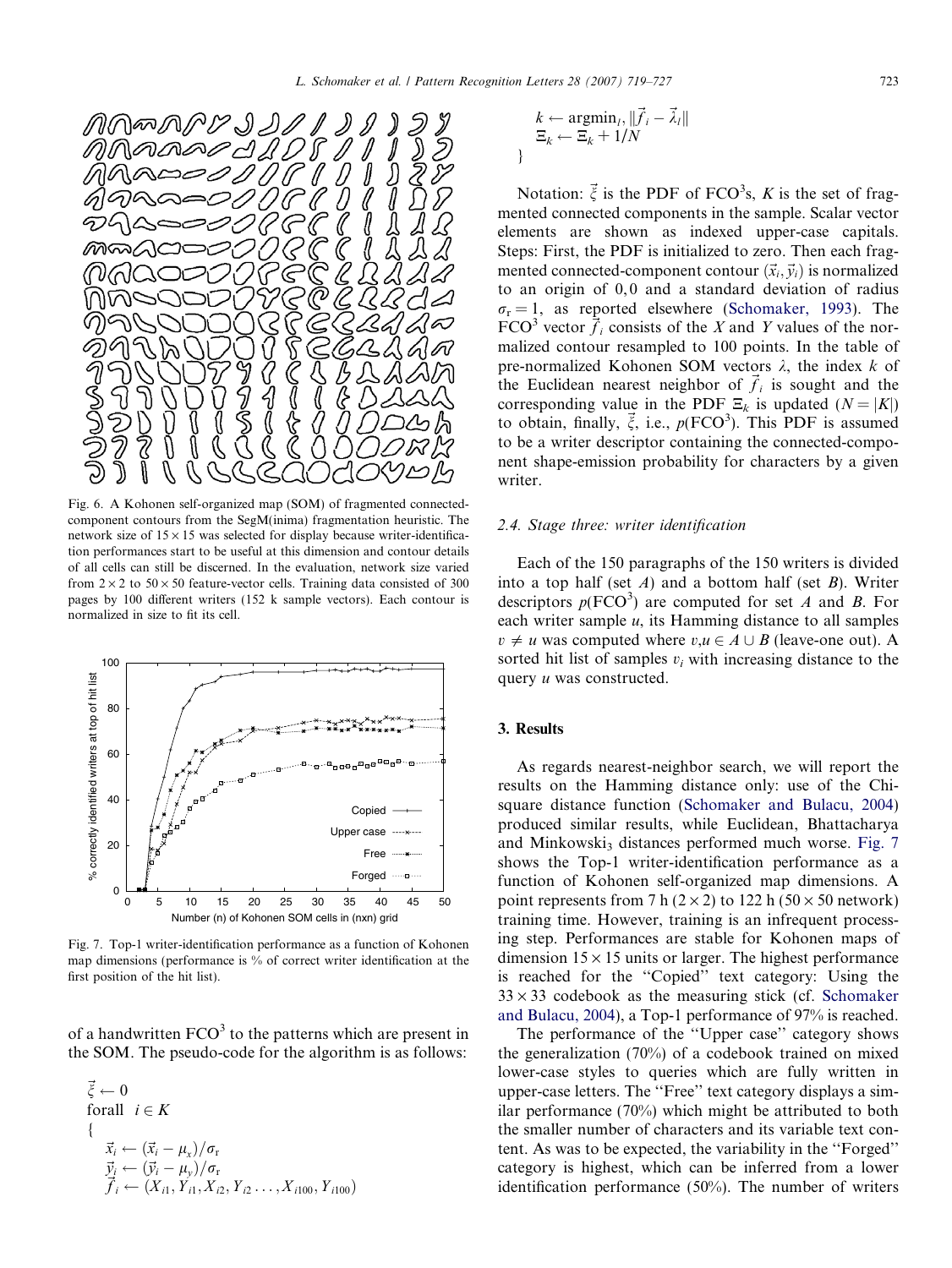Fig. 6. A Kohonen self-organized map (SOM) of fragmented connected-component contours from the SegM(inima) fragmentation heuristic. The network size of $15 \times 15$ was selected for display because writer-identification performances start to be useful at this dimension and contour details of all cells can still be discerned. In the evaluation, network size varied from $2 \times 2$ to $50 \times 50$ feature-vector cells. Training data consisted of 300 pages by 100 different writers (152 k sample vectors). Each contour is normalized in size to fit its cell.

Fig. 7. Top-1 writer-identification performance as a function of Kohonen map dimensions (performance is % of correct writer identification at the first position of the hit list).

of a handwritten $\text{FCO}^3$ to the patterns which are present in the SOM. The pseudo-code for the algorithm is as follows:

$$
\begin{aligned}
&\vec{\xi} \leftarrow 0\\
&\text{forall} \quad i \in K\\
&\{\\
&\quad \vec{x}_i \leftarrow (\vec{x}_i - \mu_x)/\sigma_r\\
&\quad \vec{y}_i \leftarrow (\vec{y}_i - \mu_y)/\sigma_r\\
&\quad \vec{f}_i \leftarrow (X_{i1}, Y_{i1}, X_{i2}, Y_{i2} \ldots, X_{i100}, Y_{i100})\\
&\quad k \leftarrow \text{argmin}_l, \|\vec{f}_i - \vec{\lambda}_l\|\\
&\quad \Xi_k \leftarrow \Xi_k + 1/N\\
&\}
\end{aligned}
$$

Notation: $\vec{\xi}$ is the PDF of $\text{FCO}^3$s, $K$ is the set of fragmented connected components in the sample. Scalar vector elements are shown as indexed upper-case capitals. Steps: First, the PDF is initialized to zero. Then each fragmented connected-component contour $(\vec{x}_i, \vec{y}_i)$ is normalized to an origin of 0, 0 and a standard deviation of radius $\sigma_r = 1$, as reported elsewhere (Schomaker, 1993). The $\text{FCO}^3$ vector $\vec{f}_i$ consists of the $X$ and $Y$ values of the normalized contour resampled to 100 points. In the table of pre-normalized Kohonen SOM vectors $\lambda$, the index $k$ of the Euclidean nearest neighbor of $\vec{f}_i$ is sought and the corresponding value in the PDF $\Xi_k$ is updated ($N = |K|$) to obtain, finally, $\vec{\xi}$, i.e., $p(\text{FCO}^3)$. This PDF is assumed to be a writer descriptor containing the connected-component shape-emission probability for characters by a given writer.

### 2.4. Stage three: writer identification

Each of the 150 paragraphs of the 150 writers is divided into a top half (set $A$) and a bottom half (set $B$). Writer descriptors $p(\text{FCO}^3)$ are computed for set $A$ and $B$. For each writer sample $u$, its Hamming distance to all samples $v \neq u$ was computed where $v, u \in A \cup B$ (leave-one out). A sorted hit list of samples $v_i$ with increasing distance to the query $u$ was constructed.

## 3. Results

As regards nearest-neighbor search, we will report the results on the Hamming distance only: use of the Chi-square distance function (Schomaker and Bulacu, 2004) produced similar results, while Euclidean, Bhattacharya and Minkowski$_3$ distances performed much worse. Fig. 7 shows the Top-1 writer-identification performance as a function of Kohonen self-organized map dimensions. A point represents from 7 h ($2 \times 2$) to 122 h ($50 \times 50$ network) training time. However, training is an infrequent processing step. Performances are stable for Kohonen maps of dimension $15 \times 15$ units or larger. The highest performance is reached for the "Copied" text category: Using the $33 \times 33$ codebook as the measuring stick (cf. Schomaker and Bulacu, 2004), a Top-1 performance of 97% is reached.

The performance of the "Upper case" category shows the generalization (70%) of a codebook trained on mixed lower-case styles to queries which are fully written in upper-case letters. The "Free" text category displays a similar performance (70%) which might be attributed to both the smaller number of characters and its variable text content. As was to be expected, the variability in the "Forged" category is highest, which can be inferred from a lower identification performance (50%). The number of writers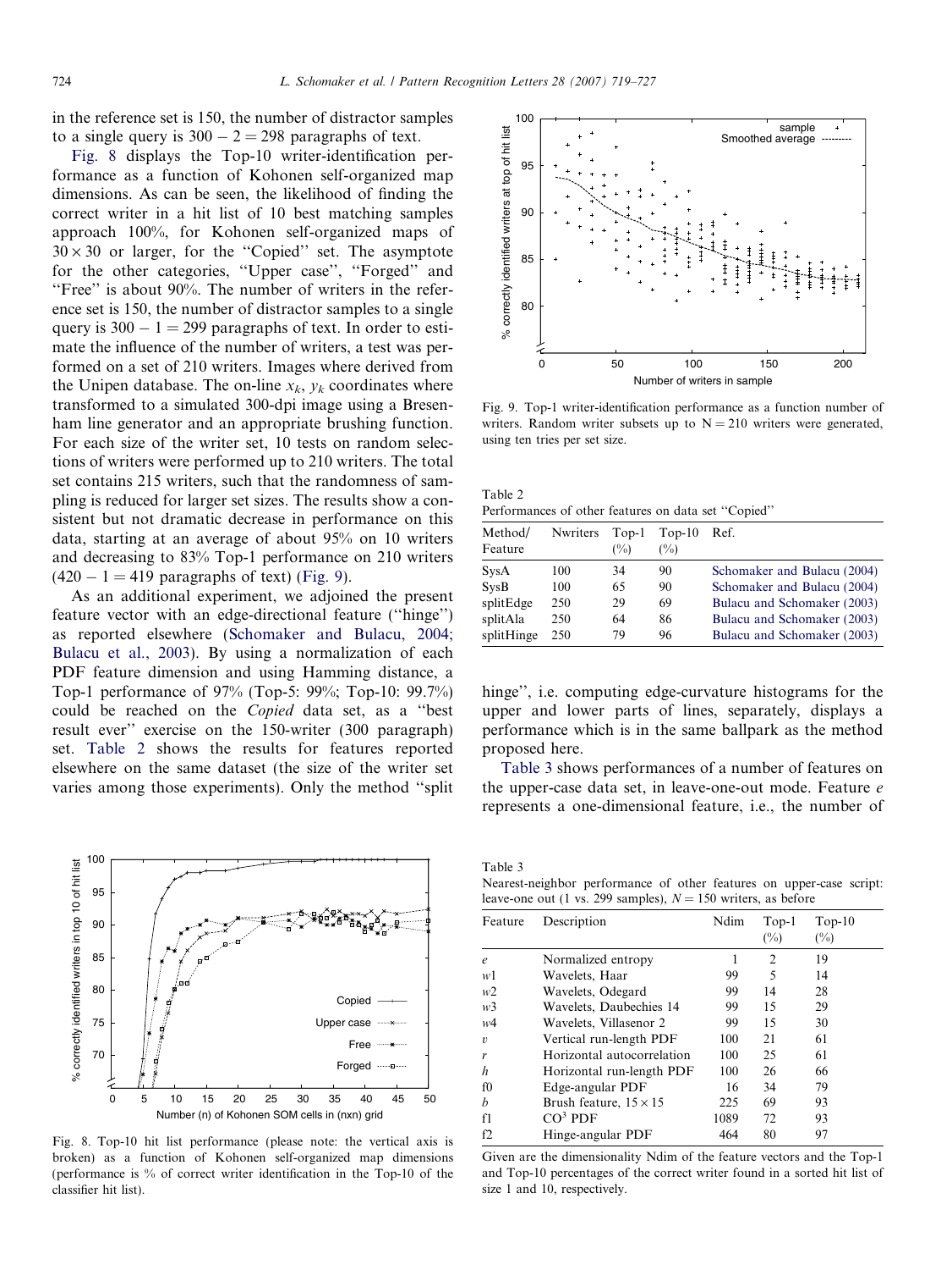in the reference set is 150, the number of distractor samples to a single query is $300 - 2 = 298$ paragraphs of text.

Fig. 8 displays the Top-10 writer-identification performance as a function of Kohonen self-organized map dimensions. As can be seen, the likelihood of finding the correct writer in a hit list of 10 best matching samples approach 100%, for Kohonen self-organized maps of $30 \times 30$ or larger, for the "Copied" set. The asymptote for the other categories, "Upper case", "Forged" and "Free" is about 90%. The number of writers in the reference set is 150, the number of distractor samples to a single query is $300 - 1 = 299$ paragraphs of text. In order to estimate the influence of the number of writers, a test was performed on a set of 210 writers. Images where derived from the Unipen database. The on-line $x_k$, $y_k$ coordinates where transformed to a simulated 300-dpi image using a Bresenham line generator and an appropriate brushing function. For each size of the writer set, 10 tests on random selections of writers were performed up to 210 writers. The total set contains 215 writers, such that the randomness of sampling is reduced for larger set sizes. The results show a consistent but not dramatic decrease in performance on this data, starting at an average of about 95% on 10 writers and decreasing to 83% Top-1 performance on 210 writers ($420 - 1 = 419$ paragraphs of text) (Fig. 9).

As an additional experiment, we adjoined the present feature vector with an edge-directional feature ("hinge") as reported elsewhere (Schomaker and Bulacu, 2004; Bulacu et al., 2003). By using a normalization of each PDF feature dimension and using Hamming distance, a Top-1 performance of 97% (Top-5: 99%; Top-10: 99.7%) could be reached on the *Copied* data set, as a "best result ever" exercise on the 150-writer (300 paragraph) set. Table 2 shows the results for features reported elsewhere on the same dataset (the size of the writer set varies among those experiments). Only the method "split hinge", i.e. computing edge-curvature histograms for the upper and lower parts of lines, separately, displays a performance which is in the same ballpark as the method proposed here.

Fig. 8. Top-10 hit list performance (please note: the vertical axis is broken) as a function of Kohonen self-organized map dimensions (performance is % of correct writer identification in the Top-10 of the classifier hit list).

Fig. 9. Top-1 writer-identification performance as a function number of writers. Random writer subsets up to N = 210 writers were generated, using ten tries per set size.

Table 2
Performances of other features on data set "Copied"

| Method/ Feature | Nwriters | Top-1 (%) | Top-10 (%) | Ref. |
|---|---|---|---|---|
| SysA | 100 | 34 | 90 | Schomaker and Bulacu (2004) |
| SysB | 100 | 65 | 90 | Schomaker and Bulacu (2004) |
| splitEdge | 250 | 29 | 69 | Bulacu and Schomaker (2003) |
| splitAla | 250 | 64 | 86 | Bulacu and Schomaker (2003) |
| splitHinge | 250 | 79 | 96 | Bulacu and Schomaker (2003) |

Table 3 shows performances of a number of features on the upper-case data set, in leave-one-out mode. Feature *e* represents a one-dimensional feature, i.e., the number of

Table 3
Nearest-neighbor performance of other features on upper-case script: leave-one out (1 vs. 299 samples), $N = 150$ writers, as before

| Feature | Description | Ndim | Top-1 (%) | Top-10 (%) |
|---|---|---|---|---|
| *e* | Normalized entropy | 1 | 2 | 19 |
| *w*1 | Wavelets, Haar | 99 | 5 | 14 |
| *w*2 | Wavelets, Odegard | 99 | 14 | 28 |
| *w*3 | Wavelets, Daubechies 14 | 99 | 15 | 29 |
| *w*4 | Wavelets, Villasenor 2 | 99 | 15 | 30 |
| *v* | Vertical run-length PDF | 100 | 21 | 61 |
| *r* | Horizontal autocorrelation | 100 | 25 | 61 |
| *h* | Horizontal run-length PDF | 100 | 26 | 66 |
| f0 | Edge-angular PDF | 16 | 34 | 79 |
| *b* | Brush feature, $15 \times 15$ | 225 | 69 | 93 |
| f1 | $CO^3$ PDF | 1089 | 72 | 93 |
| f2 | Hinge-angular PDF | 464 | 80 | 97 |

Given are the dimensionality Ndim of the feature vectors and the Top-1 and Top-10 percentages of the correct writer found in a sorted hit list of size 1 and 10, respectively.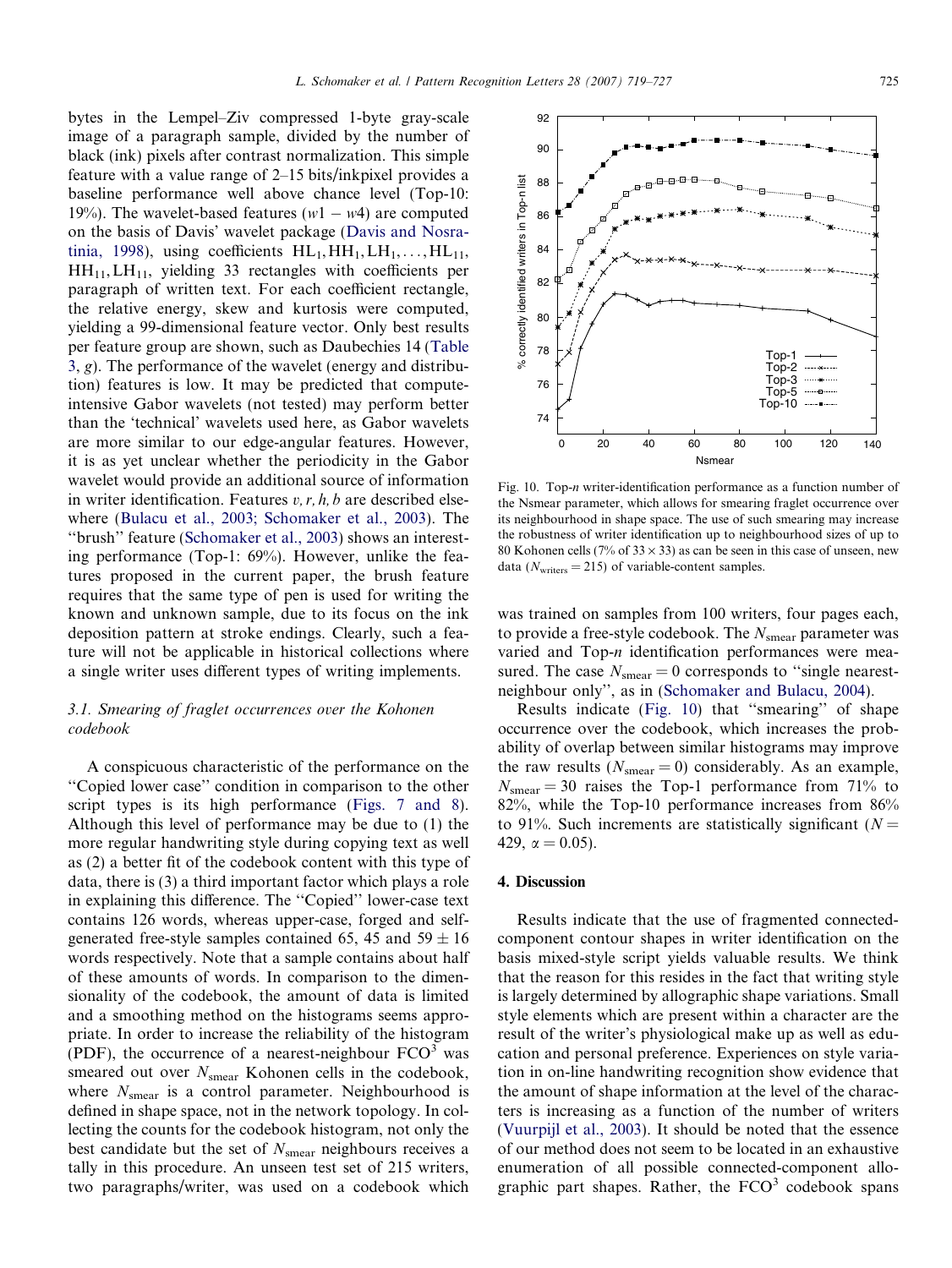bytes in the Lempel–Ziv compressed 1-byte gray-scale image of a paragraph sample, divided by the number of black (ink) pixels after contrast normalization. This simple feature with a value range of 2–15 bits/inkpixel provides a baseline performance well above chance level (Top-10: 19%). The wavelet-based features ($w1 - w4$) are computed on the basis of Davis' wavelet package (Davis and Nosratinia, 1998), using coefficients $\mathrm{HL}_1, \mathrm{HH}_1, \mathrm{LH}_1, \ldots, \mathrm{HL}_{11}, \mathrm{HH}_{11}, \mathrm{LH}_{11}$, yielding 33 rectangles with coefficients per paragraph of written text. For each coefficient rectangle, the relative energy, skew and kurtosis were computed, yielding a 99-dimensional feature vector. Only best results per feature group are shown, such as Daubechies 14 (Table 3, $g$). The performance of the wavelet (energy and distribution) features is low. It may be predicted that compute-intensive Gabor wavelets (not tested) may perform better than the 'technical' wavelets used here, as Gabor wavelets are more similar to our edge-angular features. However, it is as yet unclear whether the periodicity in the Gabor wavelet would provide an additional source of information in writer identification. Features $v, r, h, b$ are described elsewhere (Bulacu et al., 2003; Schomaker et al., 2003). The "brush" feature (Schomaker et al., 2003) shows an interesting performance (Top-1: 69%). However, unlike the features proposed in the current paper, the brush feature requires that the same type of pen is used for writing the known and unknown sample, due to its focus on the ink deposition pattern at stroke endings. Clearly, such a feature will not be applicable in historical collections where a single writer uses different types of writing implements.

### 3.1. Smearing of fraglet occurrences over the Kohonen codebook

A conspicuous characteristic of the performance on the "Copied lower case" condition in comparison to the other script types is its high performance (Figs. 7 and 8). Although this level of performance may be due to (1) the more regular handwriting style during copying text as well as (2) a better fit of the codebook content with this type of data, there is (3) a third important factor which plays a role in explaining this difference. The "Copied" lower-case text contains 126 words, whereas upper-case, forged and self-generated free-style samples contained 65, 45 and $59 \pm 16$ words respectively. Note that a sample contains about half of these amounts of words. In comparison to the dimensionality of the codebook, the amount of data is limited and a smoothing method on the histograms seems appropriate. In order to increase the reliability of the histogram (PDF), the occurrence of a nearest-neighbour $\mathrm{FCO}^3$ was smeared out over $N_{\mathrm{smear}}$ Kohonen cells in the codebook, where $N_{\mathrm{smear}}$ is a control parameter. Neighbourhood is defined in shape space, not in the network topology. In collecting the counts for the codebook histogram, not only the best candidate but the set of $N_{\mathrm{smear}}$ neighbours receives a tally in this procedure. An unseen test set of 215 writers, two paragraphs/writer, was used on a codebook which was trained on samples from 100 writers, four pages each, to provide a free-style codebook. The $N_{\mathrm{smear}}$ parameter was varied and Top-$n$ identification performances were measured. The case $N_{\mathrm{smear}} = 0$ corresponds to "single nearest-neighbour only", as in (Schomaker and Bulacu, 2004).

Fig. 10. Top-$n$ writer-identification performance as a function number of the Nsmear parameter, which allows for smearing fraglet occurrence over its neighbourhood in shape space. The use of such smearing may increase the robustness of writer identification up to neighbourhood sizes of up to 80 Kohonen cells (7% of $33 \times 33$) as can be seen in this case of unseen, new data ($N_{\mathrm{writers}} = 215$) of variable-content samples.

Results indicate (Fig. 10) that "smearing" of shape occurrence over the codebook, which increases the probability of overlap between similar histograms may improve the raw results ($N_{\mathrm{smear}} = 0$) considerably. As an example, $N_{\mathrm{smear}} = 30$ raises the Top-1 performance from 71% to 82%, while the Top-10 performance increases from 86% to 91%. Such increments are statistically significant ($N = 429$, $\alpha = 0.05$).

## 4. Discussion

Results indicate that the use of fragmented connected-component contour shapes in writer identification on the basis mixed-style script yields valuable results. We think that the reason for this resides in the fact that writing style is largely determined by allographic shape variations. Small style elements which are present within a character are the result of the writer's physiological make up as well as education and personal preference. Experiences on style variation in on-line handwriting recognition show evidence that the amount of shape information at the level of the characters is increasing as a function of the number of writers (Vuurpijl et al., 2003). It should be noted that the essence of our method does not seem to be located in an exhaustive enumeration of all possible connected-component allographic part shapes. Rather, the $\mathrm{FCO}^3$ codebook spans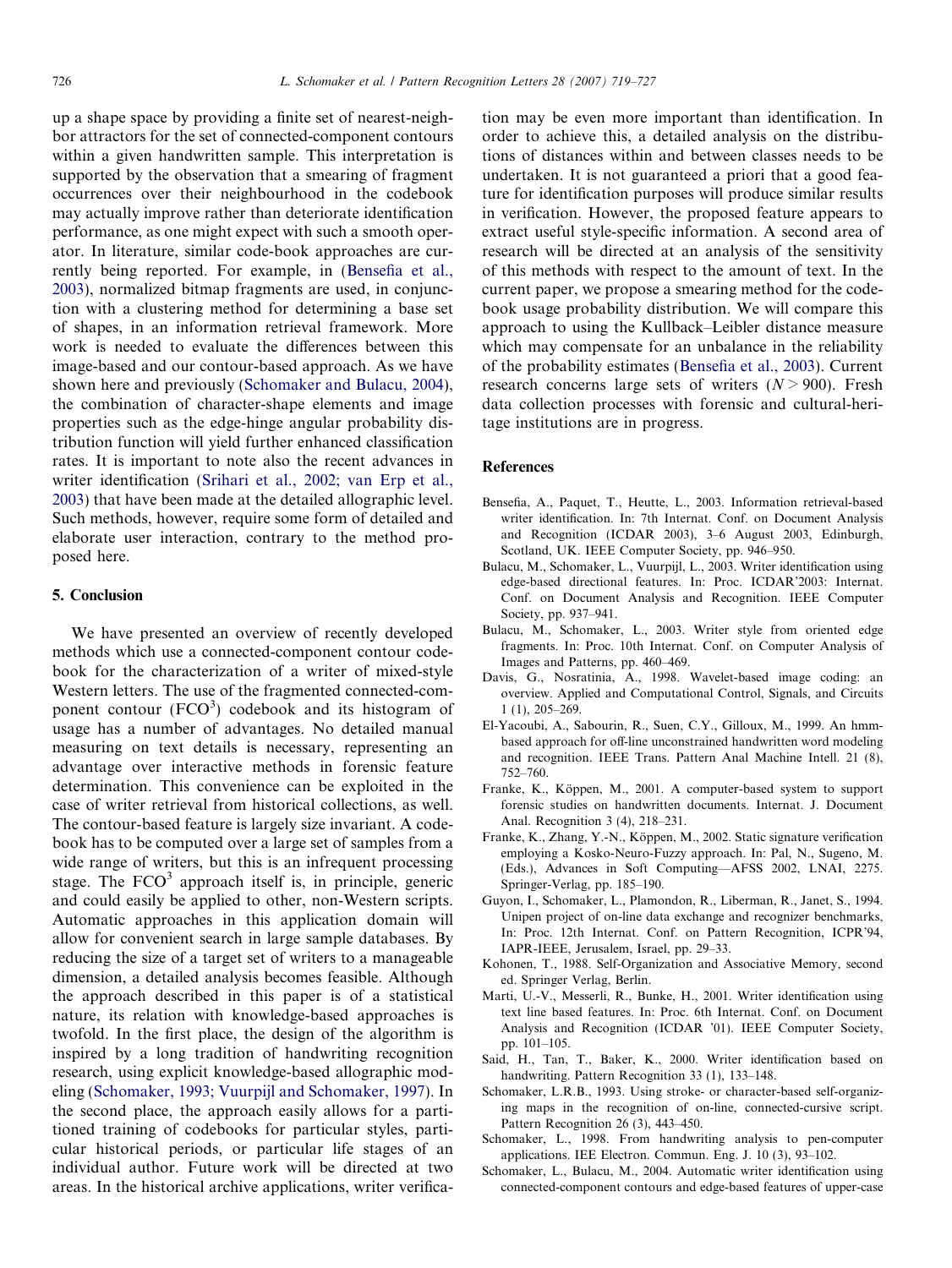up a shape space by providing a finite set of nearest-neighbor attractors for the set of connected-component contours within a given handwritten sample. This interpretation is supported by the observation that a smearing of fragment occurrences over their neighbourhood in the codebook may actually improve rather than deteriorate identification performance, as one might expect with such a smooth operator. In literature, similar code-book approaches are currently being reported. For example, in (Bensefia et al., 2003), normalized bitmap fragments are used, in conjunction with a clustering method for determining a base set of shapes, in an information retrieval framework. More work is needed to evaluate the differences between this image-based and our contour-based approach. As we have shown here and previously (Schomaker and Bulacu, 2004), the combination of character-shape elements and image properties such as the edge-hinge angular probability distribution function will yield further enhanced classification rates. It is important to note also the recent advances in writer identification (Srihari et al., 2002; van Erp et al., 2003) that have been made at the detailed allographic level. Such methods, however, require some form of detailed and elaborate user interaction, contrary to the method proposed here.

## 5. Conclusion

We have presented an overview of recently developed methods which use a connected-component contour codebook for the characterization of a writer of mixed-style Western letters. The use of the fragmented connected-component contour ($FCO^3$) codebook and its histogram of usage has a number of advantages. No detailed manual measuring on text details is necessary, representing an advantage over interactive methods in forensic feature determination. This convenience can be exploited in the case of writer retrieval from historical collections, as well. The contour-based feature is largely size invariant. A codebook has to be computed over a large set of samples from a wide range of writers, but this is an infrequent processing stage. The $FCO^3$ approach itself is, in principle, generic and could easily be applied to other, non-Western scripts. Automatic approaches in this application domain will allow for convenient search in large sample databases. By reducing the size of a target set of writers to a manageable dimension, a detailed analysis becomes feasible. Although the approach described in this paper is of a statistical nature, its relation with knowledge-based approaches is twofold. In the first place, the design of the algorithm is inspired by a long tradition of handwriting recognition research, using explicit knowledge-based allographic modeling (Schomaker, 1993; Vuurpijl and Schomaker, 1997). In the second place, the approach easily allows for a partitioned training of codebooks for particular styles, particular historical periods, or particular life stages of an individual author. Future work will be directed at two areas. In the historical archive applications, writer verification may be even more important than identification. In order to achieve this, a detailed analysis on the distributions of distances within and between classes needs to be undertaken. It is not guaranteed a priori that a good feature for identification purposes will produce similar results in verification. However, the proposed feature appears to extract useful style-specific information. A second area of research will be directed at an analysis of the sensitivity of this methods with respect to the amount of text. In the current paper, we propose a smearing method for the codebook usage probability distribution. We will compare this approach to using the Kullback–Leibler distance measure which may compensate for an unbalance in the reliability of the probability estimates (Bensefia et al., 2003). Current research concerns large sets of writers ($N > 900$). Fresh data collection processes with forensic and cultural-heritage institutions are in progress.

## References

Bensefia, A., Paquet, T., Heutte, L., 2003. Information retrieval-based writer identification. In: 7th Internat. Conf. on Document Analysis and Recognition (ICDAR 2003), 3–6 August 2003, Edinburgh, Scotland, UK. IEEE Computer Society, pp. 946–950.

Bulacu, M., Schomaker, L., Vuurpijl, L., 2003. Writer identification using edge-based directional features. In: Proc. ICDAR'2003: Internat. Conf. on Document Analysis and Recognition. IEEE Computer Society, pp. 937–941.

Bulacu, M., Schomaker, L., 2003. Writer style from oriented edge fragments. In: Proc. 10th Internat. Conf. on Computer Analysis of Images and Patterns, pp. 460–469.

Davis, G., Nosratinia, A., 1998. Wavelet-based image coding: an overview. Applied and Computational Control, Signals, and Circuits 1 (1), 205–269.

El-Yacoubi, A., Sabourin, R., Suen, C.Y., Gilloux, M., 1999. An hmm-based approach for off-line unconstrained handwritten word modeling and recognition. IEEE Trans. Pattern Anal Machine Intell. 21 (8), 752–760.

Franke, K., Köppen, M., 2001. A computer-based system to support forensic studies on handwritten documents. Internat. J. Document Anal. Recognition 3 (4), 218–231.

Franke, K., Zhang, Y.-N., Köppen, M., 2002. Static signature verification employing a Kosko-Neuro-Fuzzy approach. In: Pal, N., Sugeno, M. (Eds.), Advances in Soft Computing—AFSS 2002, LNAI, 2275. Springer-Verlag, pp. 185–190.

Guyon, I., Schomaker, L., Plamondon, R., Liberman, R., Janet, S., 1994. Unipen project of on-line data exchange and recognizer benchmarks, In: Proc. 12th Internat. Conf. on Pattern Recognition, ICPR'94, IAPR-IEEE, Jerusalem, Israel, pp. 29–33.

Kohonen, T., 1988. Self-Organization and Associative Memory, second ed. Springer Verlag, Berlin.

Marti, U.-V., Messerli, R., Bunke, H., 2001. Writer identification using text line based features. In: Proc. 6th Internat. Conf. on Document Analysis and Recognition (ICDAR '01). IEEE Computer Society, pp. 101–105.

Said, H., Tan, T., Baker, K., 2000. Writer identification based on handwriting. Pattern Recognition 33 (1), 133–148.

Schomaker, L.R.B., 1993. Using stroke- or character-based self-organizing maps in the recognition of on-line, connected-cursive script. Pattern Recognition 26 (3), 443–450.

Schomaker, L., 1998. From handwriting analysis to pen-computer applications. IEE Electron. Commun. Eng. J. 10 (3), 93–102.

Schomaker, L., Bulacu, M., 2004. Automatic writer identification using connected-component contours and edge-based features of upper-case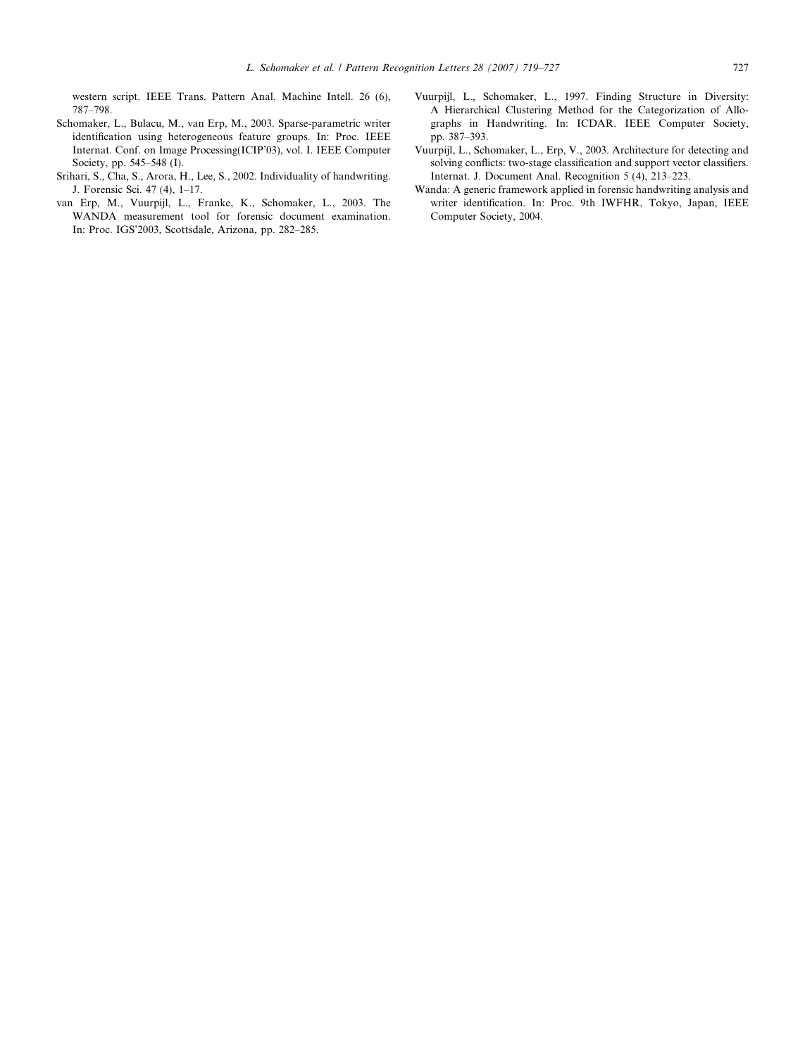western script. IEEE Trans. Pattern Anal. Machine Intell. 26 (6), 787–798.

Schomaker, L., Bulacu, M., van Erp, M., 2003. Sparse-parametric writer identification using heterogeneous feature groups. In: Proc. IEEE Internat. Conf. on Image Processing(ICIP'03), vol. I. IEEE Computer Society, pp. 545–548 (I).

Srihari, S., Cha, S., Arora, H., Lee, S., 2002. Individuality of handwriting. J. Forensic Sci. 47 (4), 1–17.

van Erp, M., Vuurpijl, L., Franke, K., Schomaker, L., 2003. The WANDA measurement tool for forensic document examination. In: Proc. IGS'2003, Scottsdale, Arizona, pp. 282–285.

Vuurpijl, L., Schomaker, L., 1997. Finding Structure in Diversity: A Hierarchical Clustering Method for the Categorization of Allographs in Handwriting. In: ICDAR. IEEE Computer Society, pp. 387–393.

Vuurpijl, L., Schomaker, L., Erp, V., 2003. Architecture for detecting and solving conflicts: two-stage classification and support vector classifiers. Internat. J. Document Anal. Recognition 5 (4), 213–223.

Wanda: A generic framework applied in forensic handwriting analysis and writer identification. In: Proc. 9th IWFHR, Tokyo, Japan, IEEE Computer Society, 2004.